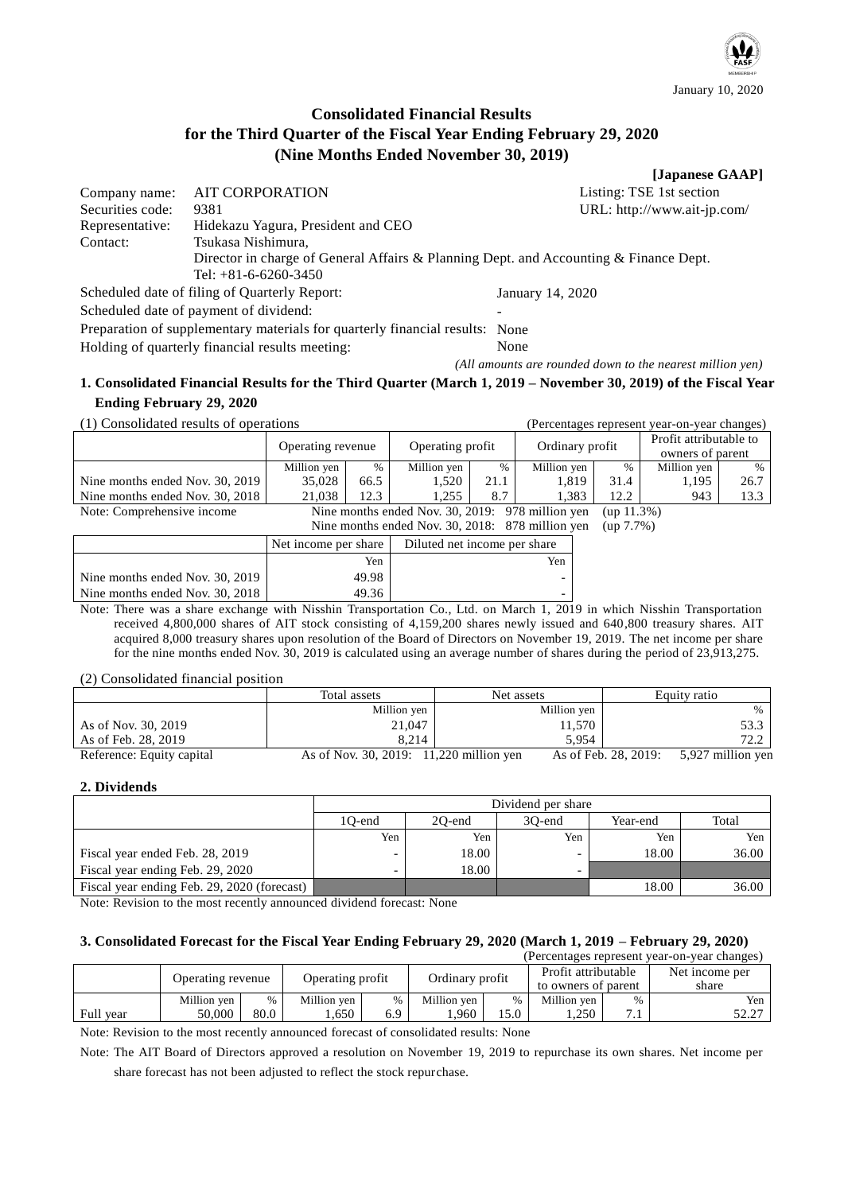January 10, 2020

# Consolidated Financial Results for the Third Quarter of the Fiscal Year Ending February 29, 2020 (Nine Months Ended November 30, 2019)

**[Japanese GAAP]**

Company name: AIT CORPORATION
Listing: TSE 1st section
Securities code: 9381
URL: http://www.ait-jp.com/
Representative: Hidekazu Yagura, President and CEO
Contact: Tsukasa Nishimura, Director in charge of General Affairs & Planning Dept. and Accounting & Finance Dept.
Tel: +81-6-6260-3450

Scheduled date of filing of Quarterly Report: January 14, 2020
Scheduled date of payment of dividend: -
Preparation of supplementary materials for quarterly financial results: None
Holding of quarterly financial results meeting: None

*(All amounts are rounded down to the nearest million yen)*

## 1. Consolidated Financial Results for the Third Quarter (March 1, 2019 – November 30, 2019) of the Fiscal Year Ending February 29, 2020

(1) Consolidated results of operations (Percentages represent year-on-year changes)

| | Operating revenue | | Operating profit | | Ordinary profit | | Profit attributable to owners of parent | |
|---|---|---|---|---|---|---|---|---|
| | Million yen | % | Million yen | % | Million yen | % | Million yen | % |
| Nine months ended Nov. 30, 2019 | 35,028 | 66.5 | 1,520 | 21.1 | 1,819 | 31.4 | 1,195 | 26.7 |
| Nine months ended Nov. 30, 2018 | 21,038 | 12.3 | 1,255 | 8.7 | 1,383 | 12.2 | 943 | 13.3 |

Note: Comprehensive income
Nine months ended Nov. 30, 2019: 978 million yen (up 11.3%)
Nine months ended Nov. 30, 2018: 878 million yen (up 7.7%)

| | Net income per share | Diluted net income per share |
|---|---|---|
| | Yen | Yen |
| Nine months ended Nov. 30, 2019 | 49.98 | - |
| Nine months ended Nov. 30, 2018 | 49.36 | - |

Note: There was a share exchange with Nisshin Transportation Co., Ltd. on March 1, 2019 in which Nisshin Transportation received 4,800,000 shares of AIT stock consisting of 4,159,200 shares newly issued and 640,800 treasury shares. AIT acquired 8,000 treasury shares upon resolution of the Board of Directors on November 19, 2019. The net income per share for the nine months ended Nov. 30, 2019 is calculated using an average number of shares during the period of 23,913,275.

(2) Consolidated financial position

| | Total assets | Net assets | Equity ratio |
|---|---|---|---|
| | Million yen | Million yen | % |
| As of Nov. 30, 2019 | 21,047 | 11,570 | 53.3 |
| As of Feb. 28, 2019 | 8,214 | 5,954 | 72.2 |

Reference: Equity capital As of Nov. 30, 2019: 11,220 million yen As of Feb. 28, 2019: 5,927 million yen

## 2. Dividends

| | Dividend per share | | | | |
|---|---|---|---|---|---|
| | 1Q-end | 2Q-end | 3Q-end | Year-end | Total |
| | Yen | Yen | Yen | Yen | Yen |
| Fiscal year ended Feb. 28, 2019 | - | 18.00 | - | 18.00 | 36.00 |
| Fiscal year ending Feb. 29, 2020 | - | 18.00 | - | | |
| Fiscal year ending Feb. 29, 2020 (forecast) | | | | 18.00 | 36.00 |

Note: Revision to the most recently announced dividend forecast: None

## 3. Consolidated Forecast for the Fiscal Year Ending February 29, 2020 (March 1, 2019 – February 29, 2020)

(Percentages represent year-on-year changes)

| | Operating revenue | | Operating profit | | Ordinary profit | | Profit attributable to owners of parent | | Net income per share |
|---|---|---|---|---|---|---|---|---|---|
| | Million yen | % | Million yen | % | Million yen | % | Million yen | % | Yen |
| Full year | 50,000 | 80.0 | 1,650 | 6.9 | 1,960 | 15.0 | 1,250 | 7.1 | 52.27 |

Note: Revision to the most recently announced forecast of consolidated results: None

Note: The AIT Board of Directors approved a resolution on November 19, 2019 to repurchase its own shares. Net income per share forecast has not been adjusted to reflect the stock repurchase.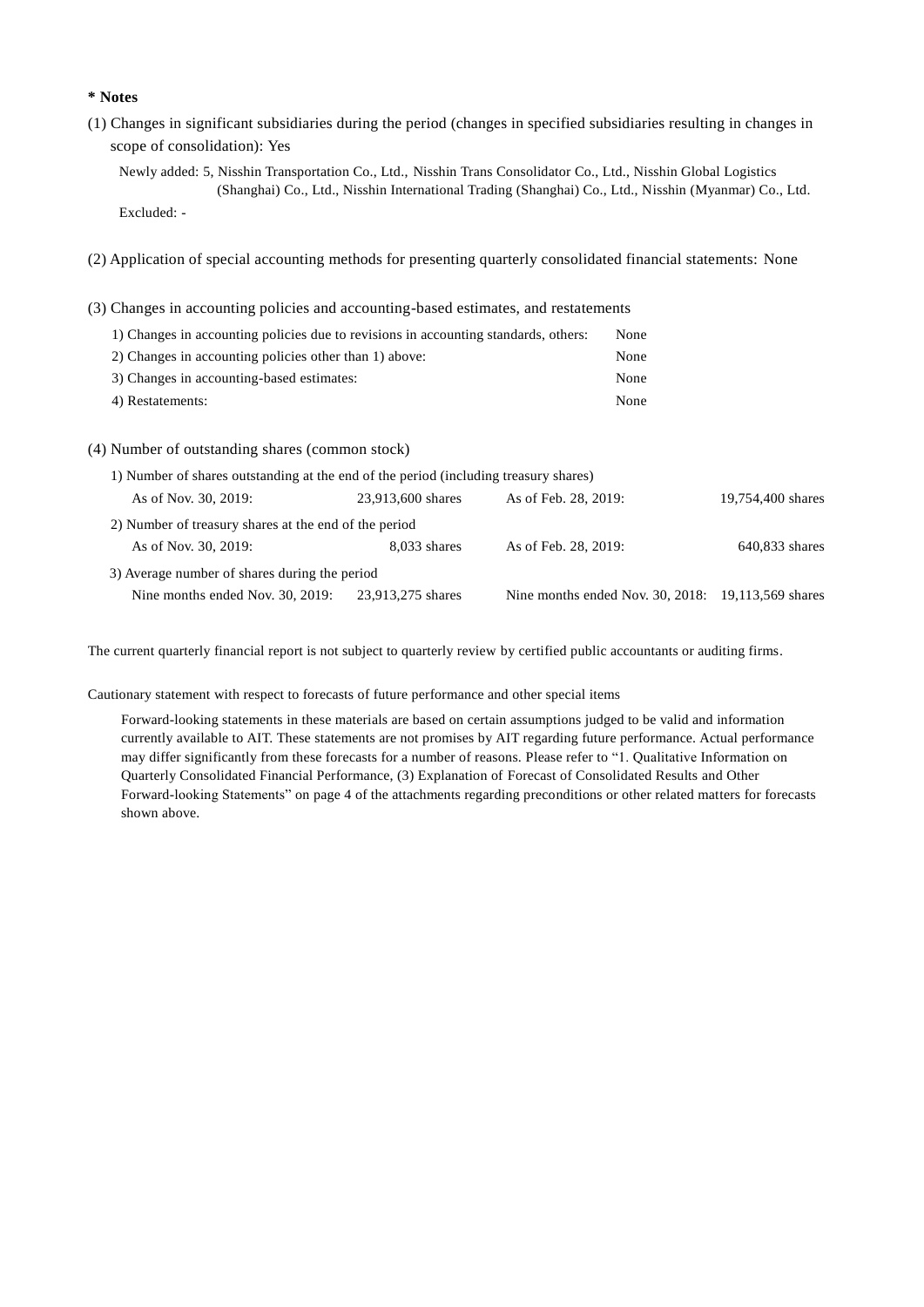**\* Notes**

(1) Changes in significant subsidiaries during the period (changes in specified subsidiaries resulting in changes in scope of consolidation): Yes

Newly added: 5, Nisshin Transportation Co., Ltd., Nisshin Trans Consolidator Co., Ltd., Nisshin Global Logistics (Shanghai) Co., Ltd., Nisshin International Trading (Shanghai) Co., Ltd., Nisshin (Myanmar) Co., Ltd.

Excluded: -

(2) Application of special accounting methods for presenting quarterly consolidated financial statements: None

(3) Changes in accounting policies and accounting-based estimates, and restatements

| | |
|---|---|
| 1) Changes in accounting policies due to revisions in accounting standards, others: | None |
| 2) Changes in accounting policies other than 1) above: | None |
| 3) Changes in accounting-based estimates: | None |
| 4) Restatements: | None |

(4) Number of outstanding shares (common stock)

| | | | |
|---|---|---|---|
| 1) Number of shares outstanding at the end of the period (including treasury shares) | | | |
| As of Nov. 30, 2019: | 23,913,600 shares | As of Feb. 28, 2019: | 19,754,400 shares |
| 2) Number of treasury shares at the end of the period | | | |
| As of Nov. 30, 2019: | 8,033 shares | As of Feb. 28, 2019: | 640,833 shares |
| 3) Average number of shares during the period | | | |
| Nine months ended Nov. 30, 2019: | 23,913,275 shares | Nine months ended Nov. 30, 2018: | 19,113,569 shares |

The current quarterly financial report is not subject to quarterly review by certified public accountants or auditing firms.

Cautionary statement with respect to forecasts of future performance and other special items

Forward-looking statements in these materials are based on certain assumptions judged to be valid and information currently available to AIT. These statements are not promises by AIT regarding future performance. Actual performance may differ significantly from these forecasts for a number of reasons. Please refer to "1. Qualitative Information on Quarterly Consolidated Financial Performance, (3) Explanation of Forecast of Consolidated Results and Other Forward-looking Statements" on page 4 of the attachments regarding preconditions or other related matters for forecasts shown above.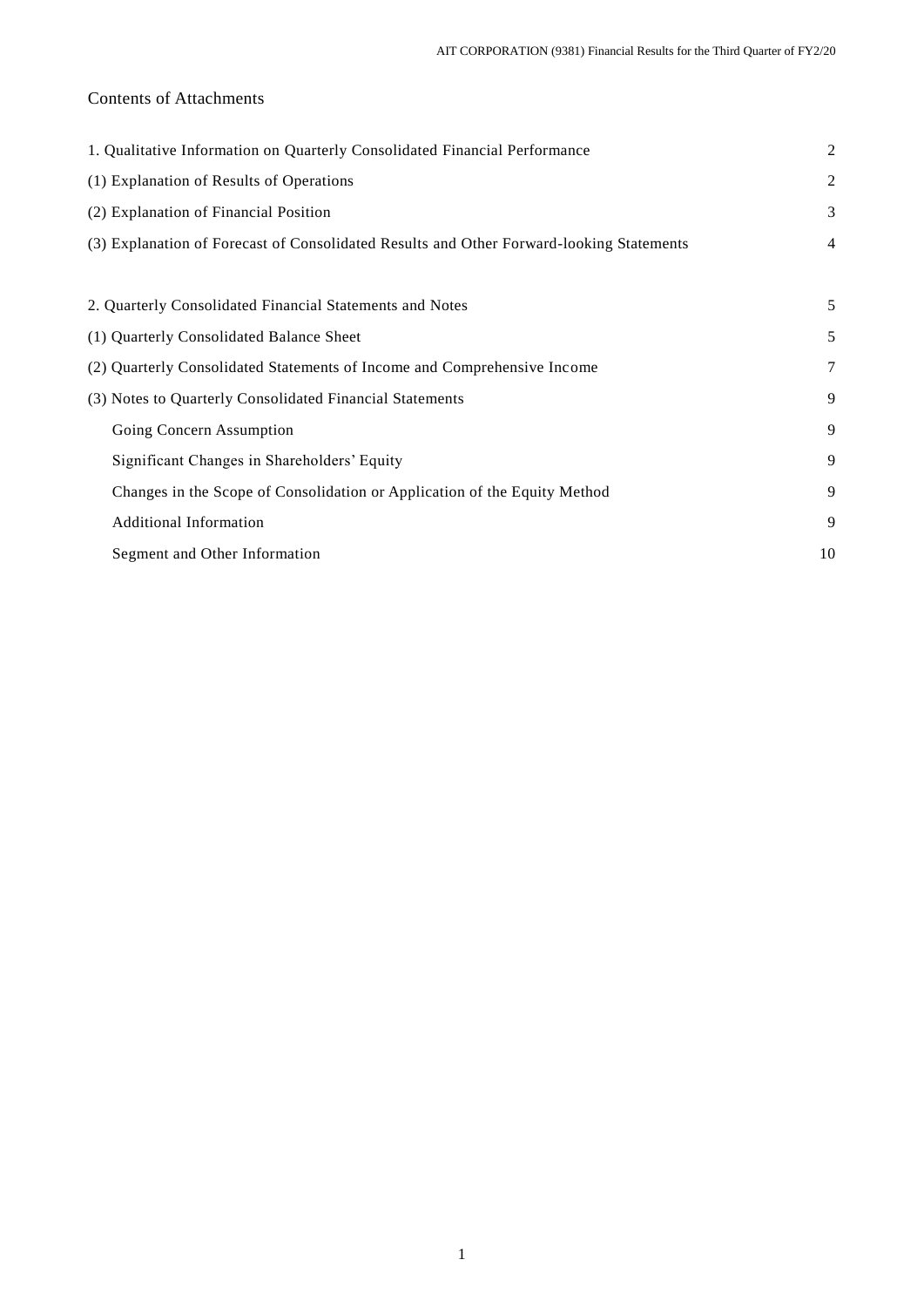Contents of Attachments

| | |
|---|---|
| 1. Qualitative Information on Quarterly Consolidated Financial Performance | 2 |
| (1) Explanation of Results of Operations | 2 |
| (2) Explanation of Financial Position | 3 |
| (3) Explanation of Forecast of Consolidated Results and Other Forward-looking Statements | 4 |
| | |
| 2. Quarterly Consolidated Financial Statements and Notes | 5 |
| (1) Quarterly Consolidated Balance Sheet | 5 |
| (2) Quarterly Consolidated Statements of Income and Comprehensive Income | 7 |
| (3) Notes to Quarterly Consolidated Financial Statements | 9 |
| Going Concern Assumption | 9 |
| Significant Changes in Shareholders' Equity | 9 |
| Changes in the Scope of Consolidation or Application of the Equity Method | 9 |
| Additional Information | 9 |
| Segment and Other Information | 10 |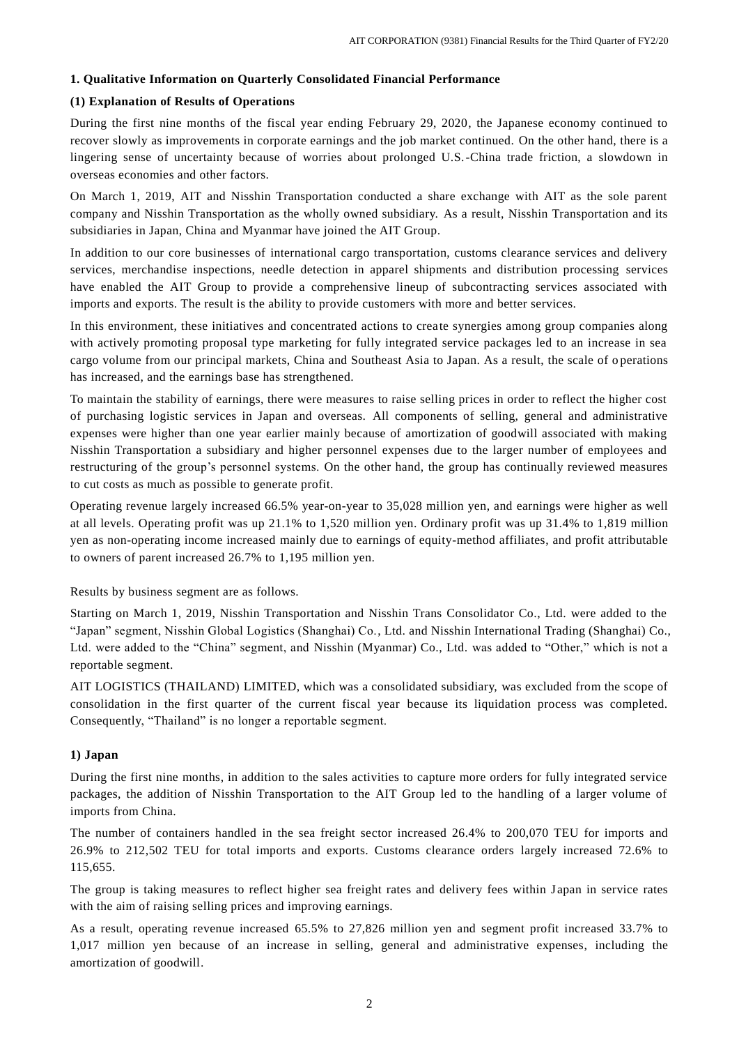## 1. Qualitative Information on Quarterly Consolidated Financial Performance

### (1) Explanation of Results of Operations

During the first nine months of the fiscal year ending February 29, 2020, the Japanese economy continued to recover slowly as improvements in corporate earnings and the job market continued. On the other hand, there is a lingering sense of uncertainty because of worries about prolonged U.S.-China trade friction, a slowdown in overseas economies and other factors.

On March 1, 2019, AIT and Nisshin Transportation conducted a share exchange with AIT as the sole parent company and Nisshin Transportation as the wholly owned subsidiary. As a result, Nisshin Transportation and its subsidiaries in Japan, China and Myanmar have joined the AIT Group.

In addition to our core businesses of international cargo transportation, customs clearance services and delivery services, merchandise inspections, needle detection in apparel shipments and distribution processing services have enabled the AIT Group to provide a comprehensive lineup of subcontracting services associated with imports and exports. The result is the ability to provide customers with more and better services.

In this environment, these initiatives and concentrated actions to create synergies among group companies along with actively promoting proposal type marketing for fully integrated service packages led to an increase in sea cargo volume from our principal markets, China and Southeast Asia to Japan. As a result, the scale of operations has increased, and the earnings base has strengthened.

To maintain the stability of earnings, there were measures to raise selling prices in order to reflect the higher cost of purchasing logistic services in Japan and overseas. All components of selling, general and administrative expenses were higher than one year earlier mainly because of amortization of goodwill associated with making Nisshin Transportation a subsidiary and higher personnel expenses due to the larger number of employees and restructuring of the group's personnel systems. On the other hand, the group has continually reviewed measures to cut costs as much as possible to generate profit.

Operating revenue largely increased 66.5% year-on-year to 35,028 million yen, and earnings were higher as well at all levels. Operating profit was up 21.1% to 1,520 million yen. Ordinary profit was up 31.4% to 1,819 million yen as non-operating income increased mainly due to earnings of equity-method affiliates, and profit attributable to owners of parent increased 26.7% to 1,195 million yen.

Results by business segment are as follows.

Starting on March 1, 2019, Nisshin Transportation and Nisshin Trans Consolidator Co., Ltd. were added to the "Japan" segment, Nisshin Global Logistics (Shanghai) Co., Ltd. and Nisshin International Trading (Shanghai) Co., Ltd. were added to the "China" segment, and Nisshin (Myanmar) Co., Ltd. was added to "Other," which is not a reportable segment.

AIT LOGISTICS (THAILAND) LIMITED, which was a consolidated subsidiary, was excluded from the scope of consolidation in the first quarter of the current fiscal year because its liquidation process was completed. Consequently, "Thailand" is no longer a reportable segment.

#### 1) Japan

During the first nine months, in addition to the sales activities to capture more orders for fully integrated service packages, the addition of Nisshin Transportation to the AIT Group led to the handling of a larger volume of imports from China.

The number of containers handled in the sea freight sector increased 26.4% to 200,070 TEU for imports and 26.9% to 212,502 TEU for total imports and exports. Customs clearance orders largely increased 72.6% to 115,655.

The group is taking measures to reflect higher sea freight rates and delivery fees within Japan in service rates with the aim of raising selling prices and improving earnings.

As a result, operating revenue increased 65.5% to 27,826 million yen and segment profit increased 33.7% to 1,017 million yen because of an increase in selling, general and administrative expenses, including the amortization of goodwill.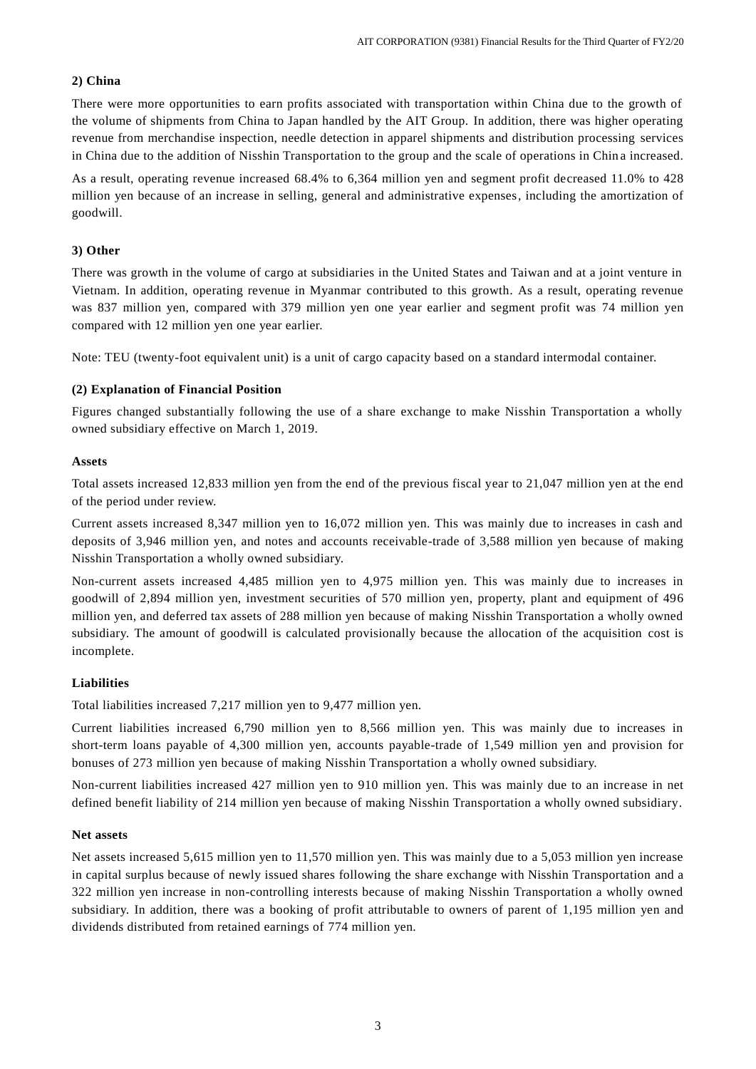**2) China**

There were more opportunities to earn profits associated with transportation within China due to the growth of the volume of shipments from China to Japan handled by the AIT Group. In addition, there was higher operating revenue from merchandise inspection, needle detection in apparel shipments and distribution processing services in China due to the addition of Nisshin Transportation to the group and the scale of operations in China increased.

As a result, operating revenue increased 68.4% to 6,364 million yen and segment profit decreased 11.0% to 428 million yen because of an increase in selling, general and administrative expenses, including the amortization of goodwill.

**3) Other**

There was growth in the volume of cargo at subsidiaries in the United States and Taiwan and at a joint venture in Vietnam. In addition, operating revenue in Myanmar contributed to this growth. As a result, operating revenue was 837 million yen, compared with 379 million yen one year earlier and segment profit was 74 million yen compared with 12 million yen one year earlier.

Note: TEU (twenty-foot equivalent unit) is a unit of cargo capacity based on a standard intermodal container.

**(2) Explanation of Financial Position**

Figures changed substantially following the use of a share exchange to make Nisshin Transportation a wholly owned subsidiary effective on March 1, 2019.

**Assets**

Total assets increased 12,833 million yen from the end of the previous fiscal year to 21,047 million yen at the end of the period under review.

Current assets increased 8,347 million yen to 16,072 million yen. This was mainly due to increases in cash and deposits of 3,946 million yen, and notes and accounts receivable-trade of 3,588 million yen because of making Nisshin Transportation a wholly owned subsidiary.

Non-current assets increased 4,485 million yen to 4,975 million yen. This was mainly due to increases in goodwill of 2,894 million yen, investment securities of 570 million yen, property, plant and equipment of 496 million yen, and deferred tax assets of 288 million yen because of making Nisshin Transportation a wholly owned subsidiary. The amount of goodwill is calculated provisionally because the allocation of the acquisition cost is incomplete.

**Liabilities**

Total liabilities increased 7,217 million yen to 9,477 million yen.

Current liabilities increased 6,790 million yen to 8,566 million yen. This was mainly due to increases in short-term loans payable of 4,300 million yen, accounts payable-trade of 1,549 million yen and provision for bonuses of 273 million yen because of making Nisshin Transportation a wholly owned subsidiary.

Non-current liabilities increased 427 million yen to 910 million yen. This was mainly due to an increase in net defined benefit liability of 214 million yen because of making Nisshin Transportation a wholly owned subsidiary.

**Net assets**

Net assets increased 5,615 million yen to 11,570 million yen. This was mainly due to a 5,053 million yen increase in capital surplus because of newly issued shares following the share exchange with Nisshin Transportation and a 322 million yen increase in non-controlling interests because of making Nisshin Transportation a wholly owned subsidiary. In addition, there was a booking of profit attributable to owners of parent of 1,195 million yen and dividends distributed from retained earnings of 774 million yen.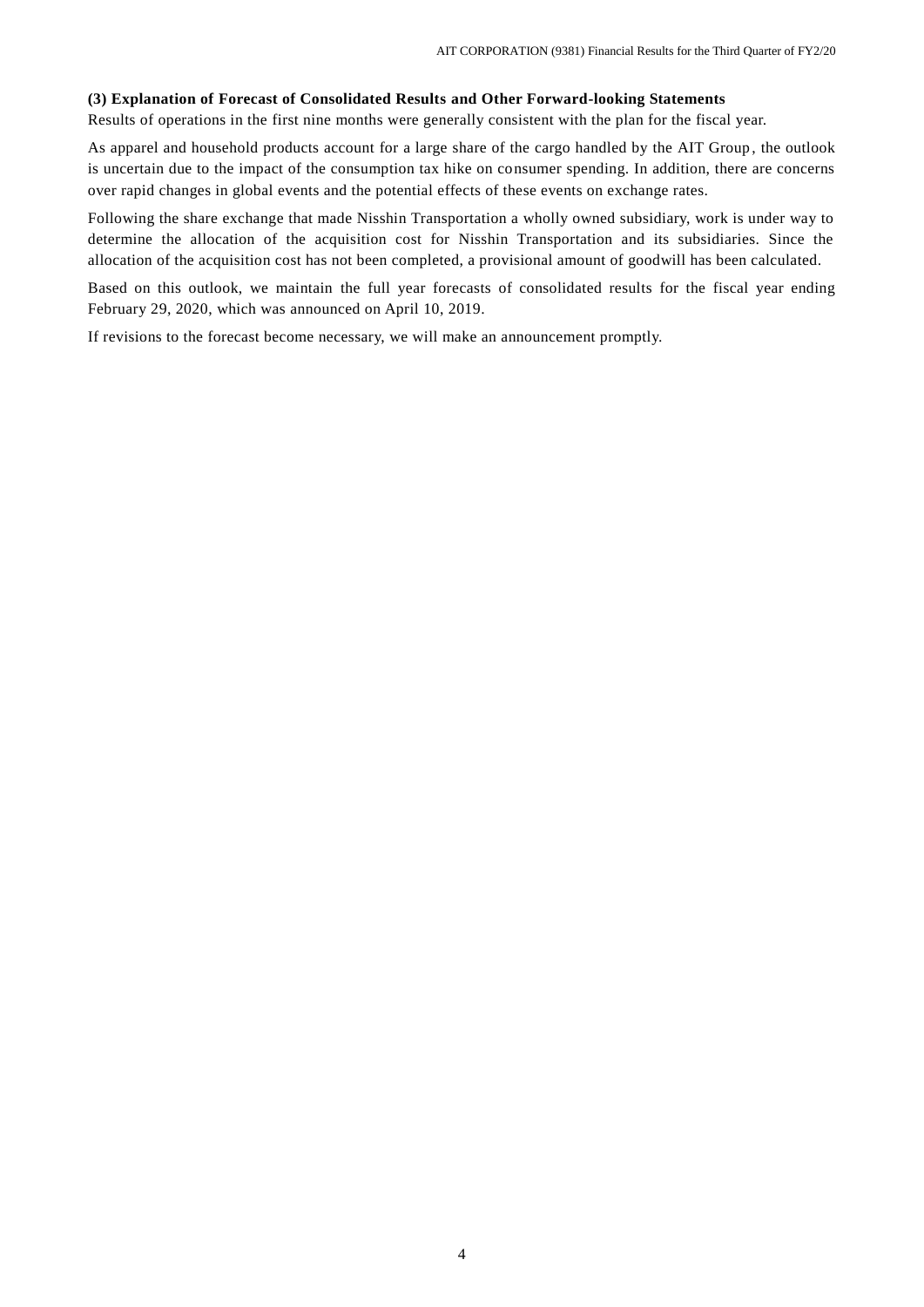### (3) Explanation of Forecast of Consolidated Results and Other Forward-looking Statements

Results of operations in the first nine months were generally consistent with the plan for the fiscal year.

As apparel and household products account for a large share of the cargo handled by the AIT Group, the outlook is uncertain due to the impact of the consumption tax hike on consumer spending. In addition, there are concerns over rapid changes in global events and the potential effects of these events on exchange rates.

Following the share exchange that made Nisshin Transportation a wholly owned subsidiary, work is under way to determine the allocation of the acquisition cost for Nisshin Transportation and its subsidiaries. Since the allocation of the acquisition cost has not been completed, a provisional amount of goodwill has been calculated.

Based on this outlook, we maintain the full year forecasts of consolidated results for the fiscal year ending February 29, 2020, which was announced on April 10, 2019.

If revisions to the forecast become necessary, we will make an announcement promptly.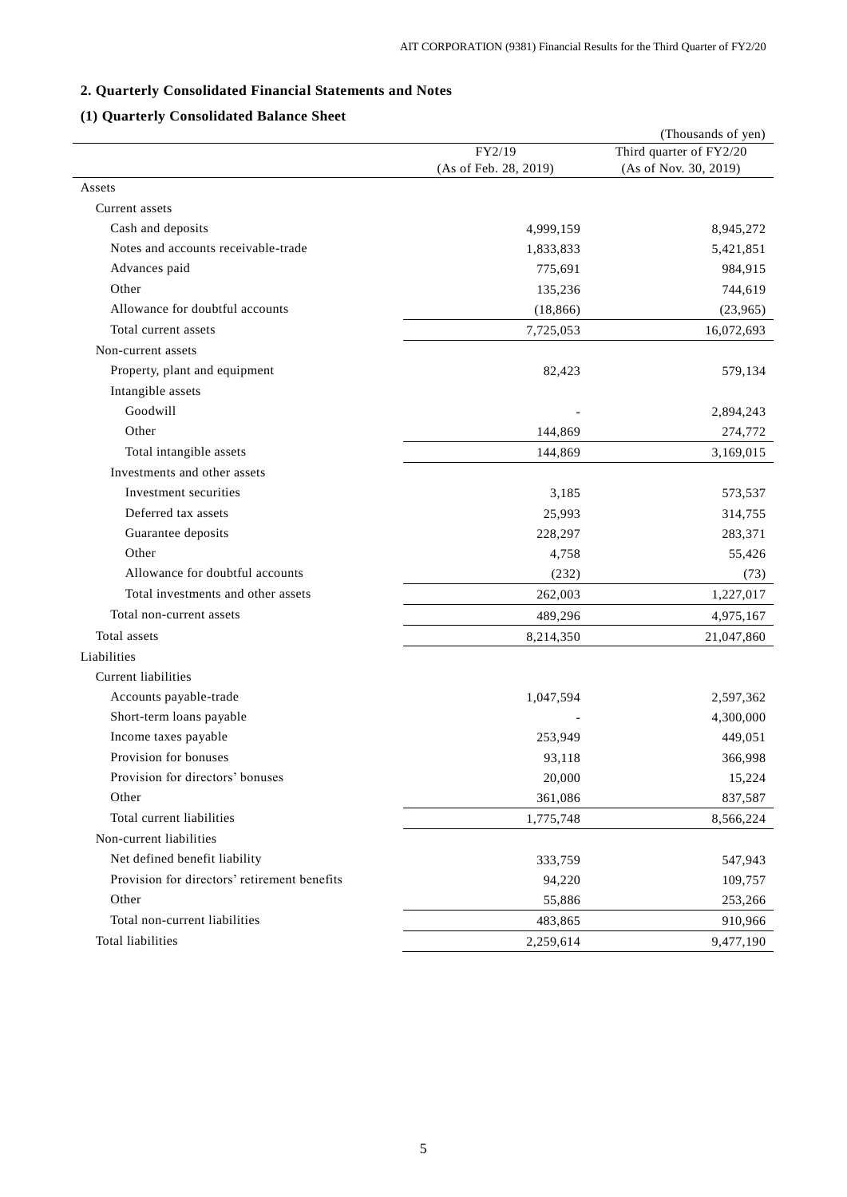## 2. Quarterly Consolidated Financial Statements and Notes

### (1) Quarterly Consolidated Balance Sheet

(Thousands of yen)

| | FY2/19 (As of Feb. 28, 2019) | Third quarter of FY2/20 (As of Nov. 30, 2019) |
|---|---|---|
| Assets | | |
| Current assets | | |
| Cash and deposits | 4,999,159 | 8,945,272 |
| Notes and accounts receivable-trade | 1,833,833 | 5,421,851 |
| Advances paid | 775,691 | 984,915 |
| Other | 135,236 | 744,619 |
| Allowance for doubtful accounts | (18,866) | (23,965) |
| Total current assets | 7,725,053 | 16,072,693 |
| Non-current assets | | |
| Property, plant and equipment | 82,423 | 579,134 |
| Intangible assets | | |
| Goodwill | - | 2,894,243 |
| Other | 144,869 | 274,772 |
| Total intangible assets | 144,869 | 3,169,015 |
| Investments and other assets | | |
| Investment securities | 3,185 | 573,537 |
| Deferred tax assets | 25,993 | 314,755 |
| Guarantee deposits | 228,297 | 283,371 |
| Other | 4,758 | 55,426 |
| Allowance for doubtful accounts | (232) | (73) |
| Total investments and other assets | 262,003 | 1,227,017 |
| Total non-current assets | 489,296 | 4,975,167 |
| Total assets | 8,214,350 | 21,047,860 |
| Liabilities | | |
| Current liabilities | | |
| Accounts payable-trade | 1,047,594 | 2,597,362 |
| Short-term loans payable | - | 4,300,000 |
| Income taxes payable | 253,949 | 449,051 |
| Provision for bonuses | 93,118 | 366,998 |
| Provision for directors' bonuses | 20,000 | 15,224 |
| Other | 361,086 | 837,587 |
| Total current liabilities | 1,775,748 | 8,566,224 |
| Non-current liabilities | | |
| Net defined benefit liability | 333,759 | 547,943 |
| Provision for directors' retirement benefits | 94,220 | 109,757 |
| Other | 55,886 | 253,266 |
| Total non-current liabilities | 483,865 | 910,966 |
| Total liabilities | 2,259,614 | 9,477,190 |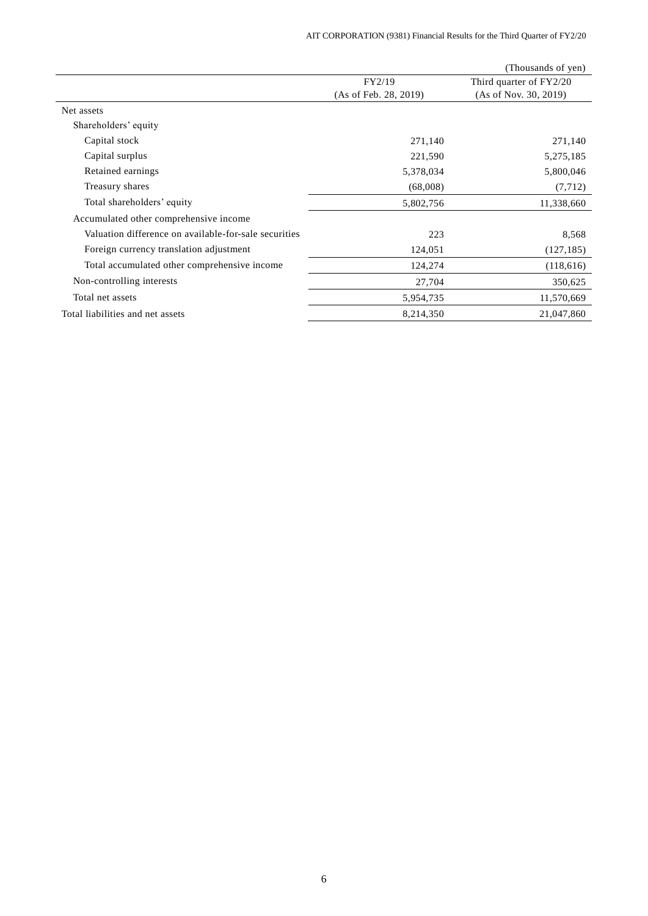(Thousands of yen)

| | FY2/19 (As of Feb. 28, 2019) | Third quarter of FY2/20 (As of Nov. 30, 2019) |
|---|---|---|
| Net assets | | |
| Shareholders' equity | | |
| Capital stock | 271,140 | 271,140 |
| Capital surplus | 221,590 | 5,275,185 |
| Retained earnings | 5,378,034 | 5,800,046 |
| Treasury shares | (68,008) | (7,712) |
| Total shareholders' equity | 5,802,756 | 11,338,660 |
| Accumulated other comprehensive income | | |
| Valuation difference on available-for-sale securities | 223 | 8,568 |
| Foreign currency translation adjustment | 124,051 | (127,185) |
| Total accumulated other comprehensive income | 124,274 | (118,616) |
| Non-controlling interests | 27,704 | 350,625 |
| Total net assets | 5,954,735 | 11,570,669 |
| Total liabilities and net assets | 8,214,350 | 21,047,860 |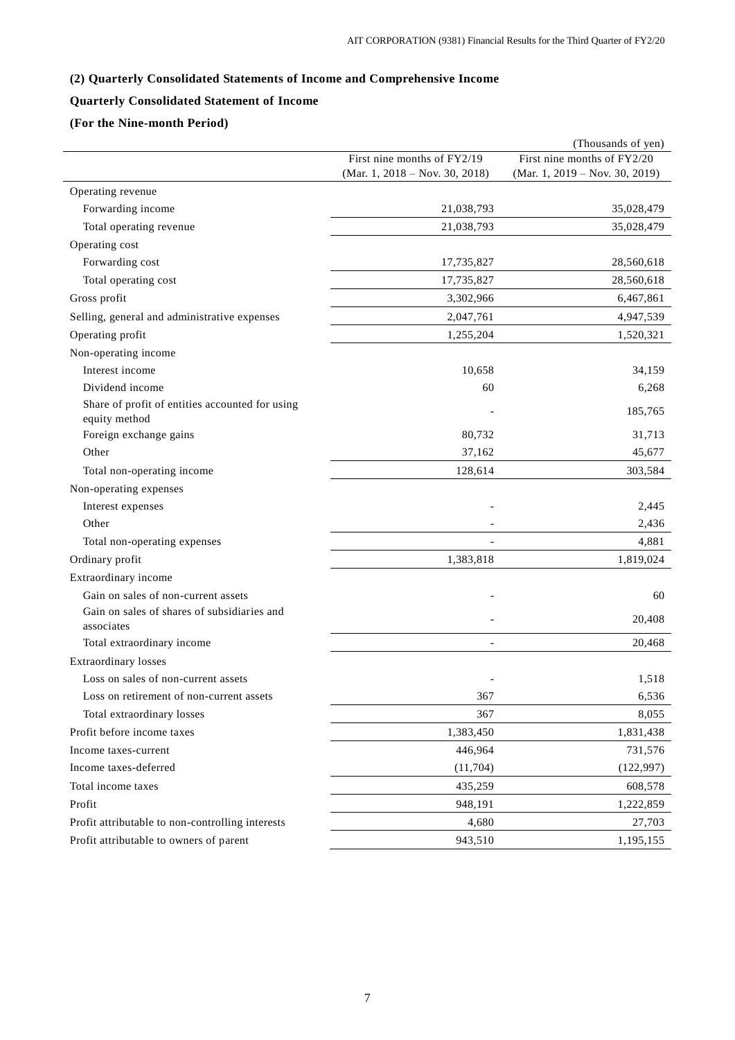### (2) Quarterly Consolidated Statements of Income and Comprehensive Income

### Quarterly Consolidated Statement of Income

### (For the Nine-month Period)

(Thousands of yen)

| | First nine months of FY2/19 (Mar. 1, 2018 – Nov. 30, 2018) | First nine months of FY2/20 (Mar. 1, 2019 – Nov. 30, 2019) |
|---|---|---|
| Operating revenue | | |
| Forwarding income | 21,038,793 | 35,028,479 |
| Total operating revenue | 21,038,793 | 35,028,479 |
| Operating cost | | |
| Forwarding cost | 17,735,827 | 28,560,618 |
| Total operating cost | 17,735,827 | 28,560,618 |
| Gross profit | 3,302,966 | 6,467,861 |
| Selling, general and administrative expenses | 2,047,761 | 4,947,539 |
| Operating profit | 1,255,204 | 1,520,321 |
| Non-operating income | | |
| Interest income | 10,658 | 34,159 |
| Dividend income | 60 | 6,268 |
| Share of profit of entities accounted for using equity method | - | 185,765 |
| Foreign exchange gains | 80,732 | 31,713 |
| Other | 37,162 | 45,677 |
| Total non-operating income | 128,614 | 303,584 |
| Non-operating expenses | | |
| Interest expenses | - | 2,445 |
| Other | - | 2,436 |
| Total non-operating expenses | - | 4,881 |
| Ordinary profit | 1,383,818 | 1,819,024 |
| Extraordinary income | | |
| Gain on sales of non-current assets | - | 60 |
| Gain on sales of shares of subsidiaries and associates | - | 20,408 |
| Total extraordinary income | - | 20,468 |
| Extraordinary losses | | |
| Loss on sales of non-current assets | - | 1,518 |
| Loss on retirement of non-current assets | 367 | 6,536 |
| Total extraordinary losses | 367 | 8,055 |
| Profit before income taxes | 1,383,450 | 1,831,438 |
| Income taxes-current | 446,964 | 731,576 |
| Income taxes-deferred | (11,704) | (122,997) |
| Total income taxes | 435,259 | 608,578 |
| Profit | 948,191 | 1,222,859 |
| Profit attributable to non-controlling interests | 4,680 | 27,703 |
| Profit attributable to owners of parent | 943,510 | 1,195,155 |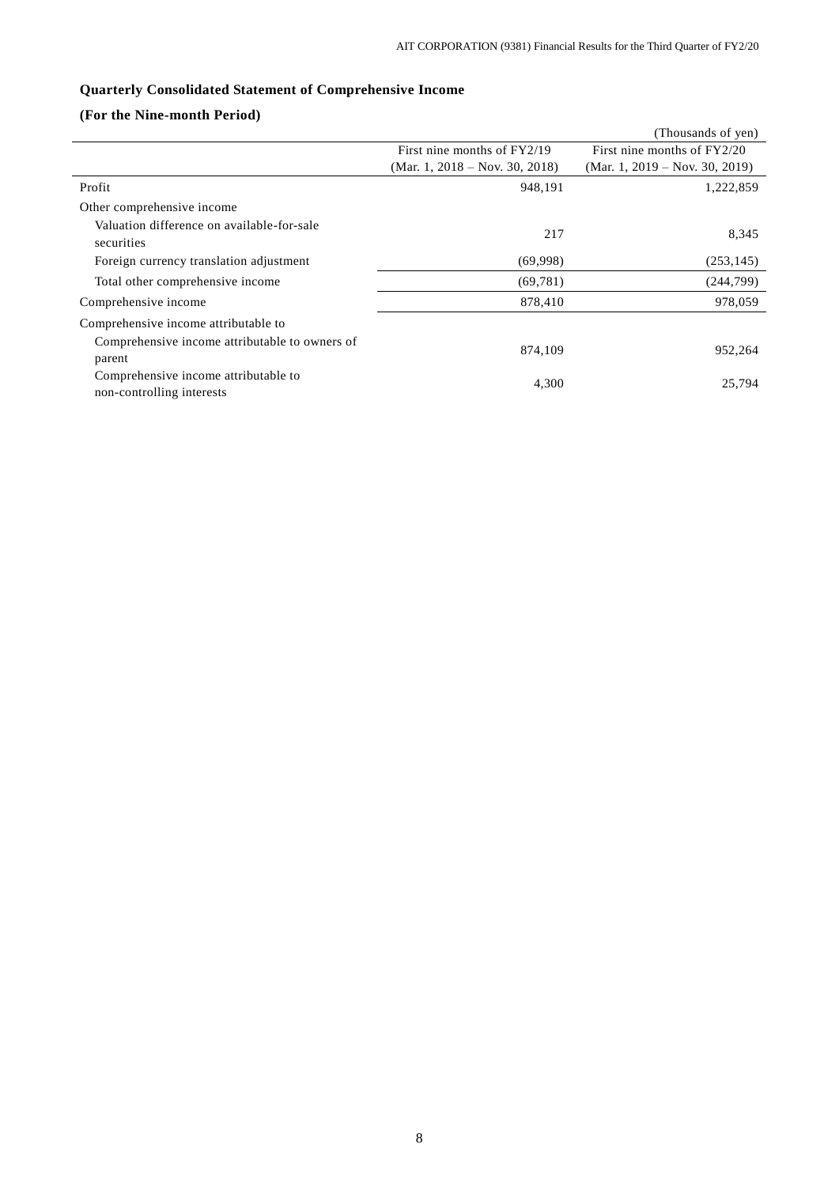## Quarterly Consolidated Statement of Comprehensive Income

### (For the Nine-month Period)

(Thousands of yen)

| | First nine months of FY2/19 (Mar. 1, 2018 – Nov. 30, 2018) | First nine months of FY2/20 (Mar. 1, 2019 – Nov. 30, 2019) |
|---|---|---|
| Profit | 948,191 | 1,222,859 |
| Other comprehensive income | | |
| Valuation difference on available-for-sale securities | 217 | 8,345 |
| Foreign currency translation adjustment | (69,998) | (253,145) |
| Total other comprehensive income | (69,781) | (244,799) |
| Comprehensive income | 878,410 | 978,059 |
| Comprehensive income attributable to | | |
| Comprehensive income attributable to owners of parent | 874,109 | 952,264 |
| Comprehensive income attributable to non-controlling interests | 4,300 | 25,794 |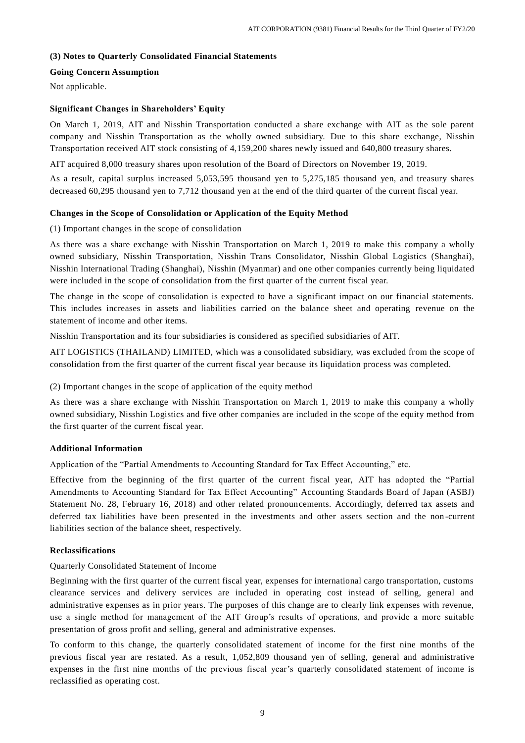### (3) Notes to Quarterly Consolidated Financial Statements

**Going Concern Assumption**

Not applicable.

**Significant Changes in Shareholders' Equity**

On March 1, 2019, AIT and Nisshin Transportation conducted a share exchange with AIT as the sole parent company and Nisshin Transportation as the wholly owned subsidiary. Due to this share exchange, Nisshin Transportation received AIT stock consisting of 4,159,200 shares newly issued and 640,800 treasury shares.

AIT acquired 8,000 treasury shares upon resolution of the Board of Directors on November 19, 2019.

As a result, capital surplus increased 5,053,595 thousand yen to 5,275,185 thousand yen, and treasury shares decreased 60,295 thousand yen to 7,712 thousand yen at the end of the third quarter of the current fiscal year.

**Changes in the Scope of Consolidation or Application of the Equity Method**

(1) Important changes in the scope of consolidation

As there was a share exchange with Nisshin Transportation on March 1, 2019 to make this company a wholly owned subsidiary, Nisshin Transportation, Nisshin Trans Consolidator, Nisshin Global Logistics (Shanghai), Nisshin International Trading (Shanghai), Nisshin (Myanmar) and one other companies currently being liquidated were included in the scope of consolidation from the first quarter of the current fiscal year.

The change in the scope of consolidation is expected to have a significant impact on our financial statements. This includes increases in assets and liabilities carried on the balance sheet and operating revenue on the statement of income and other items.

Nisshin Transportation and its four subsidiaries is considered as specified subsidiaries of AIT.

AIT LOGISTICS (THAILAND) LIMITED, which was a consolidated subsidiary, was excluded from the scope of consolidation from the first quarter of the current fiscal year because its liquidation process was completed.

(2) Important changes in the scope of application of the equity method

As there was a share exchange with Nisshin Transportation on March 1, 2019 to make this company a wholly owned subsidiary, Nisshin Logistics and five other companies are included in the scope of the equity method from the first quarter of the current fiscal year.

**Additional Information**

Application of the "Partial Amendments to Accounting Standard for Tax Effect Accounting," etc.

Effective from the beginning of the first quarter of the current fiscal year, AIT has adopted the "Partial Amendments to Accounting Standard for Tax Effect Accounting" Accounting Standards Board of Japan (ASBJ) Statement No. 28, February 16, 2018) and other related pronouncements. Accordingly, deferred tax assets and deferred tax liabilities have been presented in the investments and other assets section and the non-current liabilities section of the balance sheet, respectively.

**Reclassifications**

Quarterly Consolidated Statement of Income

Beginning with the first quarter of the current fiscal year, expenses for international cargo transportation, customs clearance services and delivery services are included in operating cost instead of selling, general and administrative expenses as in prior years. The purposes of this change are to clearly link expenses with revenue, use a single method for management of the AIT Group's results of operations, and provide a more suitable presentation of gross profit and selling, general and administrative expenses.

To conform to this change, the quarterly consolidated statement of income for the first nine months of the previous fiscal year are restated. As a result, 1,052,809 thousand yen of selling, general and administrative expenses in the first nine months of the previous fiscal year's quarterly consolidated statement of income is reclassified as operating cost.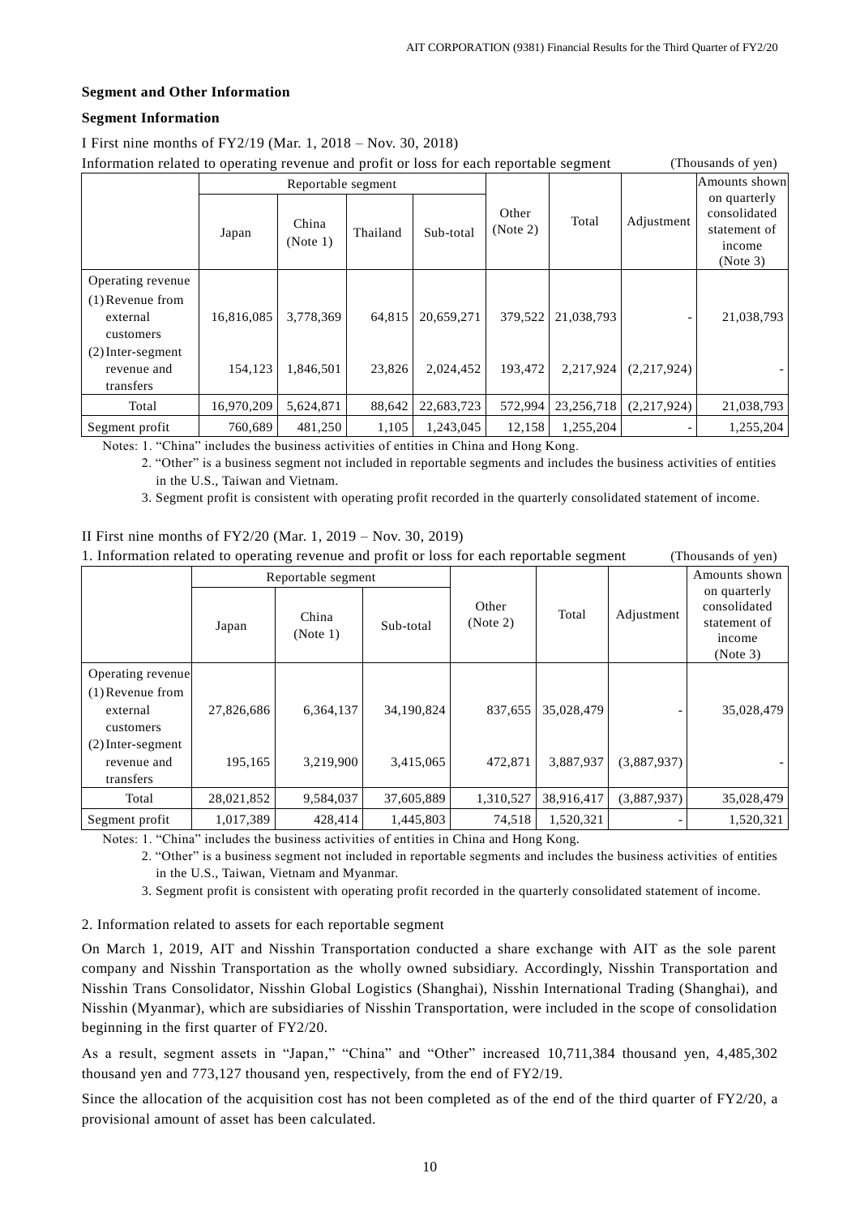## Segment and Other Information

### Segment Information

I First nine months of FY2/19 (Mar. 1, 2018 – Nov. 30, 2018)

Information related to operating revenue and profit or loss for each reportable segment (Thousands of yen)

| | Reportable segment | | | | Other (Note 2) | Total | Adjustment | Amounts shown on quarterly consolidated statement of income (Note 3) |
|---|---|---|---|---|---|---|---|---|
| | Japan | China (Note 1) | Thailand | Sub-total | | | | |
| Operating revenue | | | | | | | | |
| (1) Revenue from external customers | 16,816,085 | 3,778,369 | 64,815 | 20,659,271 | 379,522 | 21,038,793 | - | 21,038,793 |
| (2) Inter-segment revenue and transfers | 154,123 | 1,846,501 | 23,826 | 2,024,452 | 193,472 | 2,217,924 | (2,217,924) | - |
| Total | 16,970,209 | 5,624,871 | 88,642 | 22,683,723 | 572,994 | 23,256,718 | (2,217,924) | 21,038,793 |
| Segment profit | 760,689 | 481,250 | 1,105 | 1,243,045 | 12,158 | 1,255,204 | - | 1,255,204 |

Notes: 1. "China" includes the business activities of entities in China and Hong Kong.

2. "Other" is a business segment not included in reportable segments and includes the business activities of entities in the U.S., Taiwan and Vietnam.

3. Segment profit is consistent with operating profit recorded in the quarterly consolidated statement of income.

II First nine months of FY2/20 (Mar. 1, 2019 – Nov. 30, 2019)

1. Information related to operating revenue and profit or loss for each reportable segment (Thousands of yen)

| | Reportable segment | | | Other (Note 2) | Total | Adjustment | Amounts shown on quarterly consolidated statement of income (Note 3) |
|---|---|---|---|---|---|---|---|
| | Japan | China (Note 1) | Sub-total | | | | |
| Operating revenue | | | | | | | |
| (1) Revenue from external customers | 27,826,686 | 6,364,137 | 34,190,824 | 837,655 | 35,028,479 | - | 35,028,479 |
| (2) Inter-segment revenue and transfers | 195,165 | 3,219,900 | 3,415,065 | 472,871 | 3,887,937 | (3,887,937) | - |
| Total | 28,021,852 | 9,584,037 | 37,605,889 | 1,310,527 | 38,916,417 | (3,887,937) | 35,028,479 |
| Segment profit | 1,017,389 | 428,414 | 1,445,803 | 74,518 | 1,520,321 | - | 1,520,321 |

Notes: 1. "China" includes the business activities of entities in China and Hong Kong.

2. "Other" is a business segment not included in reportable segments and includes the business activities of entities in the U.S., Taiwan, Vietnam and Myanmar.

3. Segment profit is consistent with operating profit recorded in the quarterly consolidated statement of income.

2. Information related to assets for each reportable segment

On March 1, 2019, AIT and Nisshin Transportation conducted a share exchange with AIT as the sole parent company and Nisshin Transportation as the wholly owned subsidiary. Accordingly, Nisshin Transportation and Nisshin Trans Consolidator, Nisshin Global Logistics (Shanghai), Nisshin International Trading (Shanghai), and Nisshin (Myanmar), which are subsidiaries of Nisshin Transportation, were included in the scope of consolidation beginning in the first quarter of FY2/20.

As a result, segment assets in "Japan," "China" and "Other" increased 10,711,384 thousand yen, 4,485,302 thousand yen and 773,127 thousand yen, respectively, from the end of FY2/19.

Since the allocation of the acquisition cost has not been completed as of the end of the third quarter of FY2/20, a provisional amount of asset has been calculated.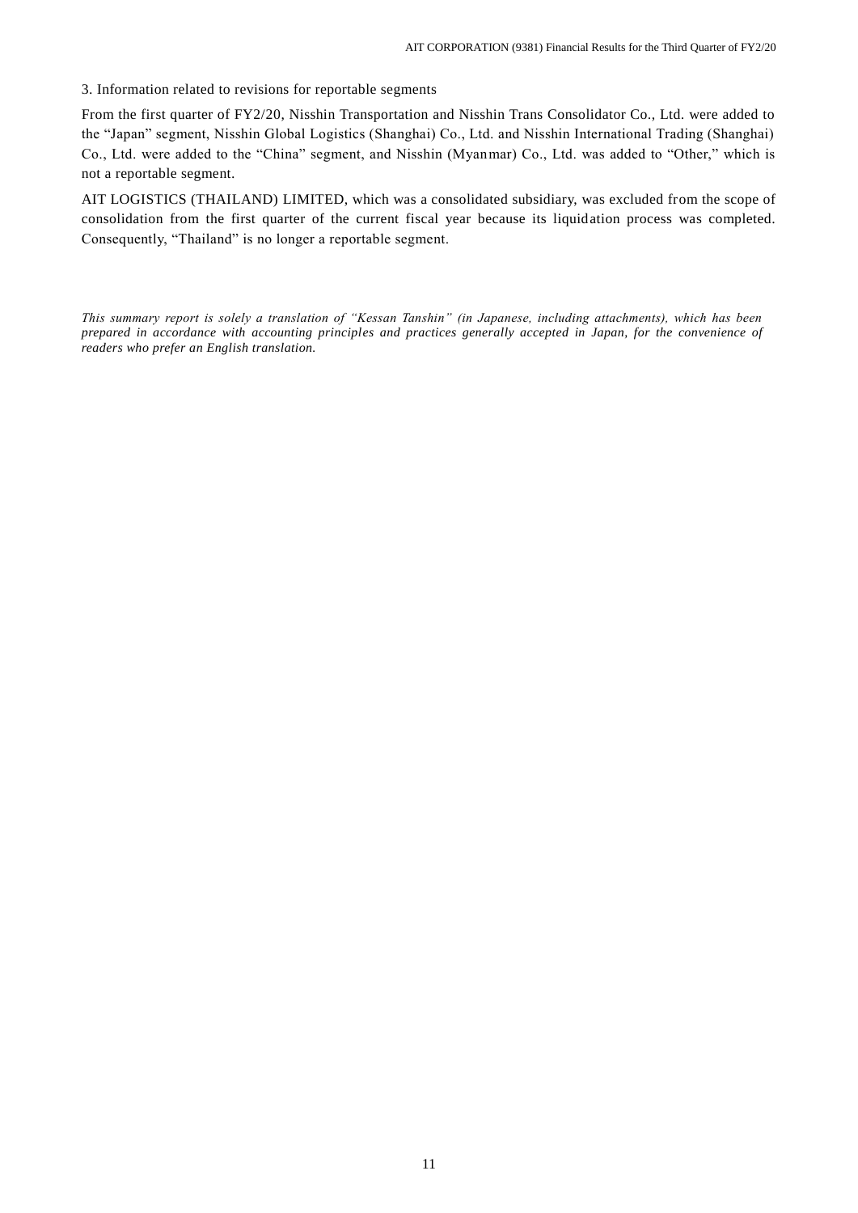3. Information related to revisions for reportable segments

From the first quarter of FY2/20, Nisshin Transportation and Nisshin Trans Consolidator Co., Ltd. were added to the “Japan” segment, Nisshin Global Logistics (Shanghai) Co., Ltd. and Nisshin International Trading (Shanghai) Co., Ltd. were added to the “China” segment, and Nisshin (Myanmar) Co., Ltd. was added to “Other,” which is not a reportable segment.

AIT LOGISTICS (THAILAND) LIMITED, which was a consolidated subsidiary, was excluded from the scope of consolidation from the first quarter of the current fiscal year because its liquidation process was completed. Consequently, “Thailand” is no longer a reportable segment.

*This summary report is solely a translation of “Kessan Tanshin” (in Japanese, including attachments), which has been prepared in accordance with accounting principles and practices generally accepted in Japan, for the convenience of readers who prefer an English translation.*